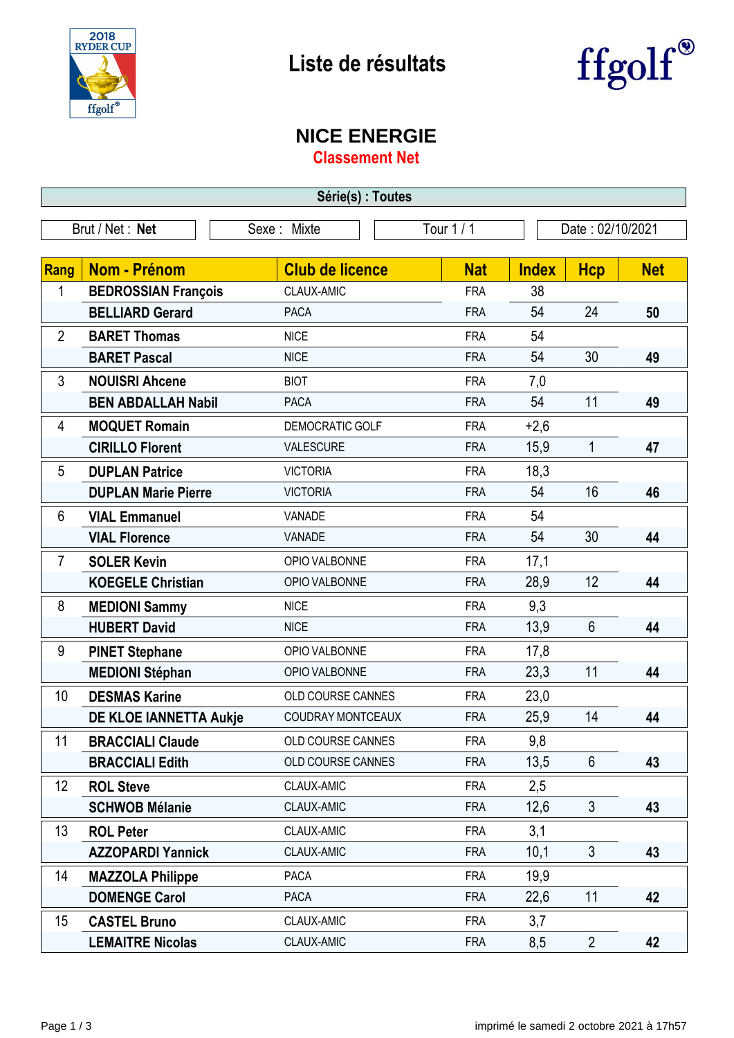# Liste de résultats

## NICE ENERGIE

### Classement Net

**Série(s) : Toutes**

| Brut / Net : **Net** | Sexe : Mixte | Tour 1 / 1 | Date : 02/10/2021 |
|---|---|---|---|

| Rang | Nom - Prénom | Club de licence | Nat | Index | Hcp | Net |
|---|---|---|---|---|---|---|
| 1 | **BEDROSSIAN François** | CLAUX-AMIC | FRA | 38 | | |
| | **BELLIARD Gerard** | PACA | FRA | 54 | 24 | **50** |
| 2 | **BARET Thomas** | NICE | FRA | 54 | | |
| | **BARET Pascal** | NICE | FRA | 54 | 30 | **49** |
| 3 | **NOUISRI Ahcene** | BIOT | FRA | 7,0 | | |
| | **BEN ABDALLAH Nabil** | PACA | FRA | 54 | 11 | **49** |
| 4 | **MOQUET Romain** | DEMOCRATIC GOLF | FRA | +2,6 | | |
| | **CIRILLO Florent** | VALESCURE | FRA | 15,9 | 1 | **47** |
| 5 | **DUPLAN Patrice** | VICTORIA | FRA | 18,3 | | |
| | **DUPLAN Marie Pierre** | VICTORIA | FRA | 54 | 16 | **46** |
| 6 | **VIAL Emmanuel** | VANADE | FRA | 54 | | |
| | **VIAL Florence** | VANADE | FRA | 54 | 30 | **44** |
| 7 | **SOLER Kevin** | OPIO VALBONNE | FRA | 17,1 | | |
| | **KOEGELE Christian** | OPIO VALBONNE | FRA | 28,9 | 12 | **44** |
| 8 | **MEDIONI Sammy** | NICE | FRA | 9,3 | | |
| | **HUBERT David** | NICE | FRA | 13,9 | 6 | **44** |
| 9 | **PINET Stephane** | OPIO VALBONNE | FRA | 17,8 | | |
| | **MEDIONI Stéphan** | OPIO VALBONNE | FRA | 23,3 | 11 | **44** |
| 10 | **DESMAS Karine** | OLD COURSE CANNES | FRA | 23,0 | | |
| | **DE KLOE IANNETTA Aukje** | COUDRAY MONTCEAUX | FRA | 25,9 | 14 | **44** |
| 11 | **BRACCIALI Claude** | OLD COURSE CANNES | FRA | 9,8 | | |
| | **BRACCIALI Edith** | OLD COURSE CANNES | FRA | 13,5 | 6 | **43** |
| 12 | **ROL Steve** | CLAUX-AMIC | FRA | 2,5 | | |
| | **SCHWOB Mélanie** | CLAUX-AMIC | FRA | 12,6 | 3 | **43** |
| 13 | **ROL Peter** | CLAUX-AMIC | FRA | 3,1 | | |
| | **AZZOPARDI Yannick** | CLAUX-AMIC | FRA | 10,1 | 3 | **43** |
| 14 | **MAZZOLA Philippe** | PACA | FRA | 19,9 | | |
| | **DOMENGE Carol** | PACA | FRA | 22,6 | 11 | **42** |
| 15 | **CASTEL Bruno** | CLAUX-AMIC | FRA | 3,7 | | |
| | **LEMAITRE Nicolas** | CLAUX-AMIC | FRA | 8,5 | 2 | **42** |

imprimé le samedi 2 octobre 2021 à 17h57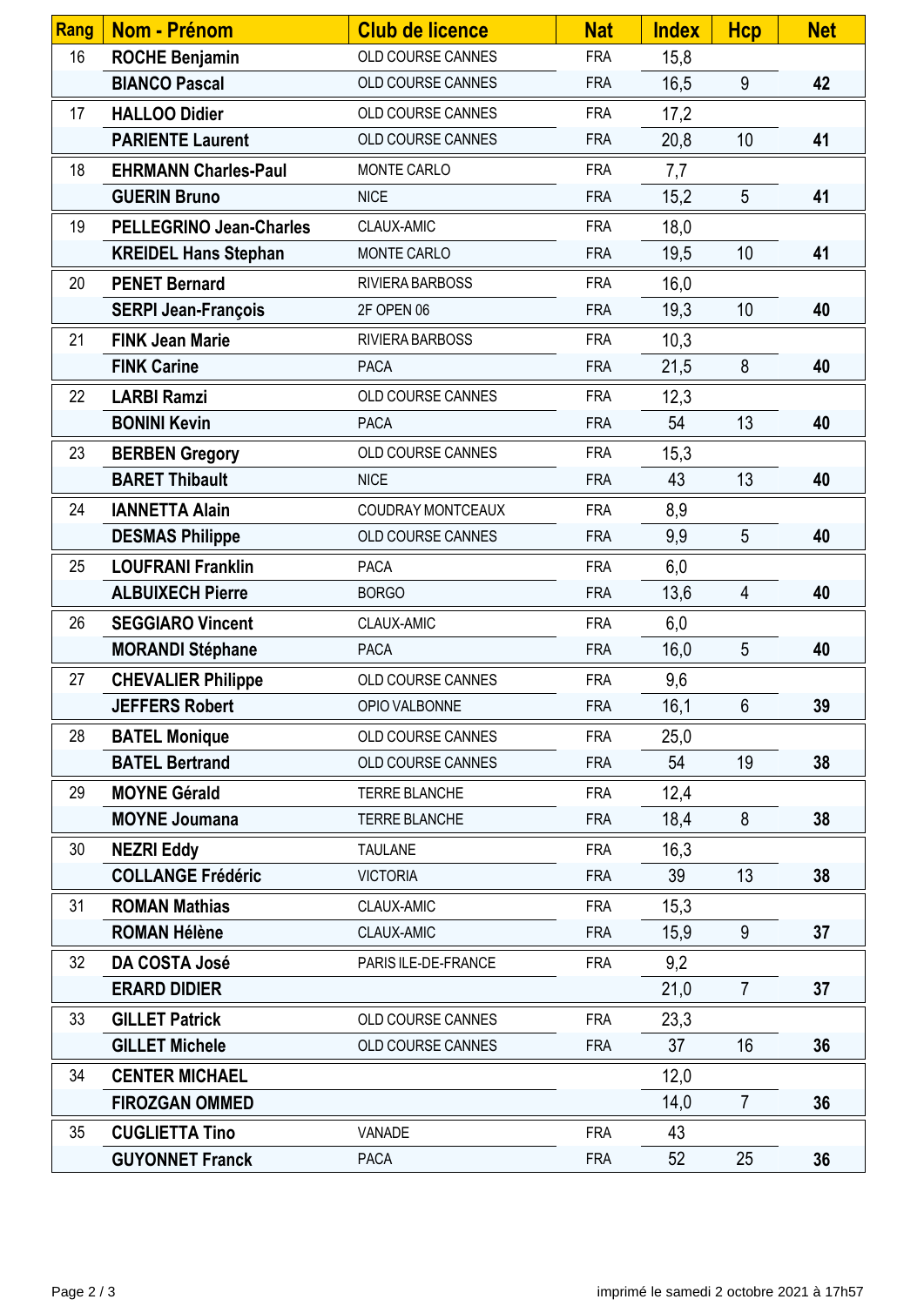| Rang | Nom - Prénom | Club de licence | Nat | Index | Hcp | Net |
|---|---|---|---|---|---|---|
| 16 | **ROCHE Benjamin** | OLD COURSE CANNES | FRA | 15,8 | | |
| | **BIANCO Pascal** | OLD COURSE CANNES | FRA | 16,5 | 9 | **42** |
| 17 | **HALLOO Didier** | OLD COURSE CANNES | FRA | 17,2 | | |
| | **PARIENTE Laurent** | OLD COURSE CANNES | FRA | 20,8 | 10 | **41** |
| 18 | **EHRMANN Charles-Paul** | MONTE CARLO | FRA | 7,7 | | |
| | **GUERIN Bruno** | NICE | FRA | 15,2 | 5 | **41** |
| 19 | **PELLEGRINO Jean-Charles** | CLAUX-AMIC | FRA | 18,0 | | |
| | **KREIDEL Hans Stephan** | MONTE CARLO | FRA | 19,5 | 10 | **41** |
| 20 | **PENET Bernard** | RIVIERA BARBOSS | FRA | 16,0 | | |
| | **SERPI Jean-François** | 2F OPEN 06 | FRA | 19,3 | 10 | **40** |
| 21 | **FINK Jean Marie** | RIVIERA BARBOSS | FRA | 10,3 | | |
| | **FINK Carine** | PACA | FRA | 21,5 | 8 | **40** |
| 22 | **LARBI Ramzi** | OLD COURSE CANNES | FRA | 12,3 | | |
| | **BONINI Kevin** | PACA | FRA | 54 | 13 | **40** |
| 23 | **BERBEN Gregory** | OLD COURSE CANNES | FRA | 15,3 | | |
| | **BARET Thibault** | NICE | FRA | 43 | 13 | **40** |
| 24 | **IANNETTA Alain** | COUDRAY MONTCEAUX | FRA | 8,9 | | |
| | **DESMAS Philippe** | OLD COURSE CANNES | FRA | 9,9 | 5 | **40** |
| 25 | **LOUFRANI Franklin** | PACA | FRA | 6,0 | | |
| | **ALBUIXECH Pierre** | BORGO | FRA | 13,6 | 4 | **40** |
| 26 | **SEGGIARO Vincent** | CLAUX-AMIC | FRA | 6,0 | | |
| | **MORANDI Stéphane** | PACA | FRA | 16,0 | 5 | **40** |
| 27 | **CHEVALIER Philippe** | OLD COURSE CANNES | FRA | 9,6 | | |
| | **JEFFERS Robert** | OPIO VALBONNE | FRA | 16,1 | 6 | **39** |
| 28 | **BATEL Monique** | OLD COURSE CANNES | FRA | 25,0 | | |
| | **BATEL Bertrand** | OLD COURSE CANNES | FRA | 54 | 19 | **38** |
| 29 | **MOYNE Gérald** | TERRE BLANCHE | FRA | 12,4 | | |
| | **MOYNE Joumana** | TERRE BLANCHE | FRA | 18,4 | 8 | **38** |
| 30 | **NEZRI Eddy** | TAULANE | FRA | 16,3 | | |
| | **COLLANGE Frédéric** | VICTORIA | FRA | 39 | 13 | **38** |
| 31 | **ROMAN Mathias** | CLAUX-AMIC | FRA | 15,3 | | |
| | **ROMAN Hélène** | CLAUX-AMIC | FRA | 15,9 | 9 | **37** |
| 32 | **DA COSTA José** | PARIS ILE-DE-FRANCE | FRA | 9,2 | | |
| | **ERARD DIDIER** | | | 21,0 | 7 | **37** |
| 33 | **GILLET Patrick** | OLD COURSE CANNES | FRA | 23,3 | | |
| | **GILLET Michele** | OLD COURSE CANNES | FRA | 37 | 16 | **36** |
| 34 | **CENTER MICHAEL** | | | 12,0 | | |
| | **FIROZGAN OMMED** | | | 14,0 | 7 | **36** |
| 35 | **CUGLIETTA Tino** | VANADE | FRA | 43 | | |
| | **GUYONNET Franck** | PACA | FRA | 52 | 25 | **36** |

imprimé le samedi 2 octobre 2021 à 17h57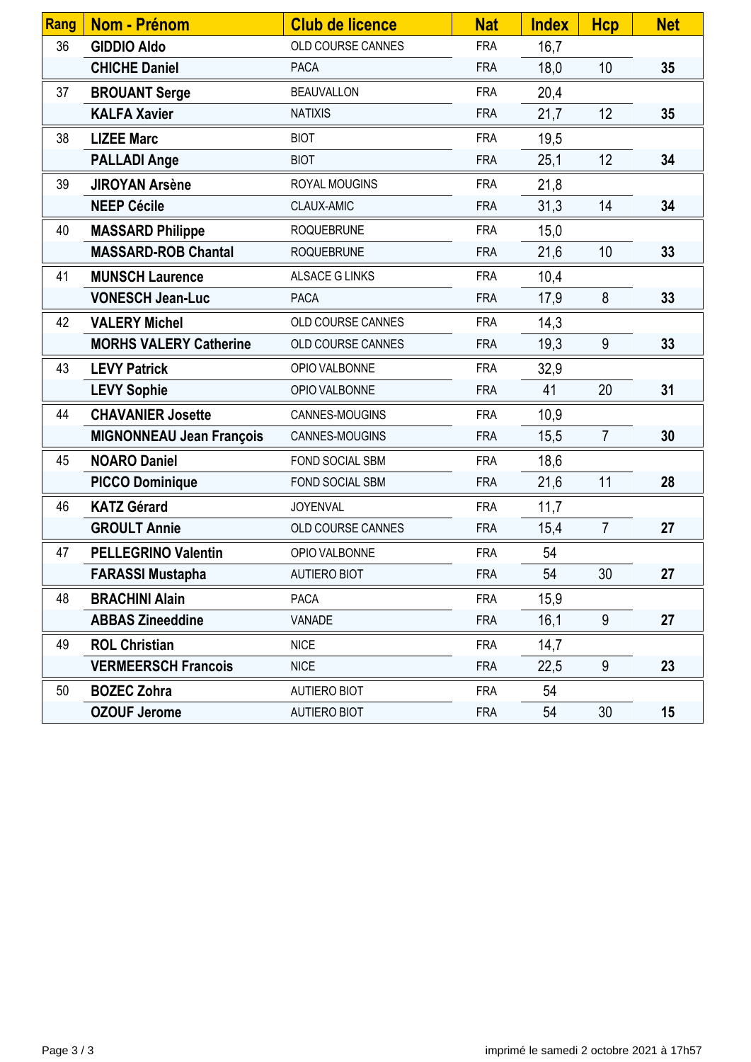| Rang | Nom - Prénom | Club de licence | Nat | Index | Hcp | Net |
|---|---|---|---|---|---|---|
| 36 | **GIDDIO Aldo** | OLD COURSE CANNES | FRA | 16,7 | | |
| | **CHICHE Daniel** | PACA | FRA | 18,0 | 10 | **35** |
| 37 | **BROUANT Serge** | BEAUVALLON | FRA | 20,4 | | |
| | **KALFA Xavier** | NATIXIS | FRA | 21,7 | 12 | **35** |
| 38 | **LIZEE Marc** | BIOT | FRA | 19,5 | | |
| | **PALLADI Ange** | BIOT | FRA | 25,1 | 12 | **34** |
| 39 | **JIROYAN Arsène** | ROYAL MOUGINS | FRA | 21,8 | | |
| | **NEEP Cécile** | CLAUX-AMIC | FRA | 31,3 | 14 | **34** |
| 40 | **MASSARD Philippe** | ROQUEBRUNE | FRA | 15,0 | | |
| | **MASSARD-ROB Chantal** | ROQUEBRUNE | FRA | 21,6 | 10 | **33** |
| 41 | **MUNSCH Laurence** | ALSACE G LINKS | FRA | 10,4 | | |
| | **VONESCH Jean-Luc** | PACA | FRA | 17,9 | 8 | **33** |
| 42 | **VALERY Michel** | OLD COURSE CANNES | FRA | 14,3 | | |
| | **MORHS VALERY Catherine** | OLD COURSE CANNES | FRA | 19,3 | 9 | **33** |
| 43 | **LEVY Patrick** | OPIO VALBONNE | FRA | 32,9 | | |
| | **LEVY Sophie** | OPIO VALBONNE | FRA | 41 | 20 | **31** |
| 44 | **CHAVANIER Josette** | CANNES-MOUGINS | FRA | 10,9 | | |
| | **MIGNONNEAU Jean François** | CANNES-MOUGINS | FRA | 15,5 | 7 | **30** |
| 45 | **NOARO Daniel** | FOND SOCIAL SBM | FRA | 18,6 | | |
| | **PICCO Dominique** | FOND SOCIAL SBM | FRA | 21,6 | 11 | **28** |
| 46 | **KATZ Gérard** | JOYENVAL | FRA | 11,7 | | |
| | **GROULT Annie** | OLD COURSE CANNES | FRA | 15,4 | 7 | **27** |
| 47 | **PELLEGRINO Valentin** | OPIO VALBONNE | FRA | 54 | | |
| | **FARASSI Mustapha** | AUTIERO BIOT | FRA | 54 | 30 | **27** |
| 48 | **BRACHINI Alain** | PACA | FRA | 15,9 | | |
| | **ABBAS Zineeddine** | VANADE | FRA | 16,1 | 9 | **27** |
| 49 | **ROL Christian** | NICE | FRA | 14,7 | | |
| | **VERMEERSCH Francois** | NICE | FRA | 22,5 | 9 | **23** |
| 50 | **BOZEC Zohra** | AUTIERO BIOT | FRA | 54 | | |
| | **OZOUF Jerome** | AUTIERO BIOT | FRA | 54 | 30 | **15** |

imprimé le samedi 2 octobre 2021 à 17h57